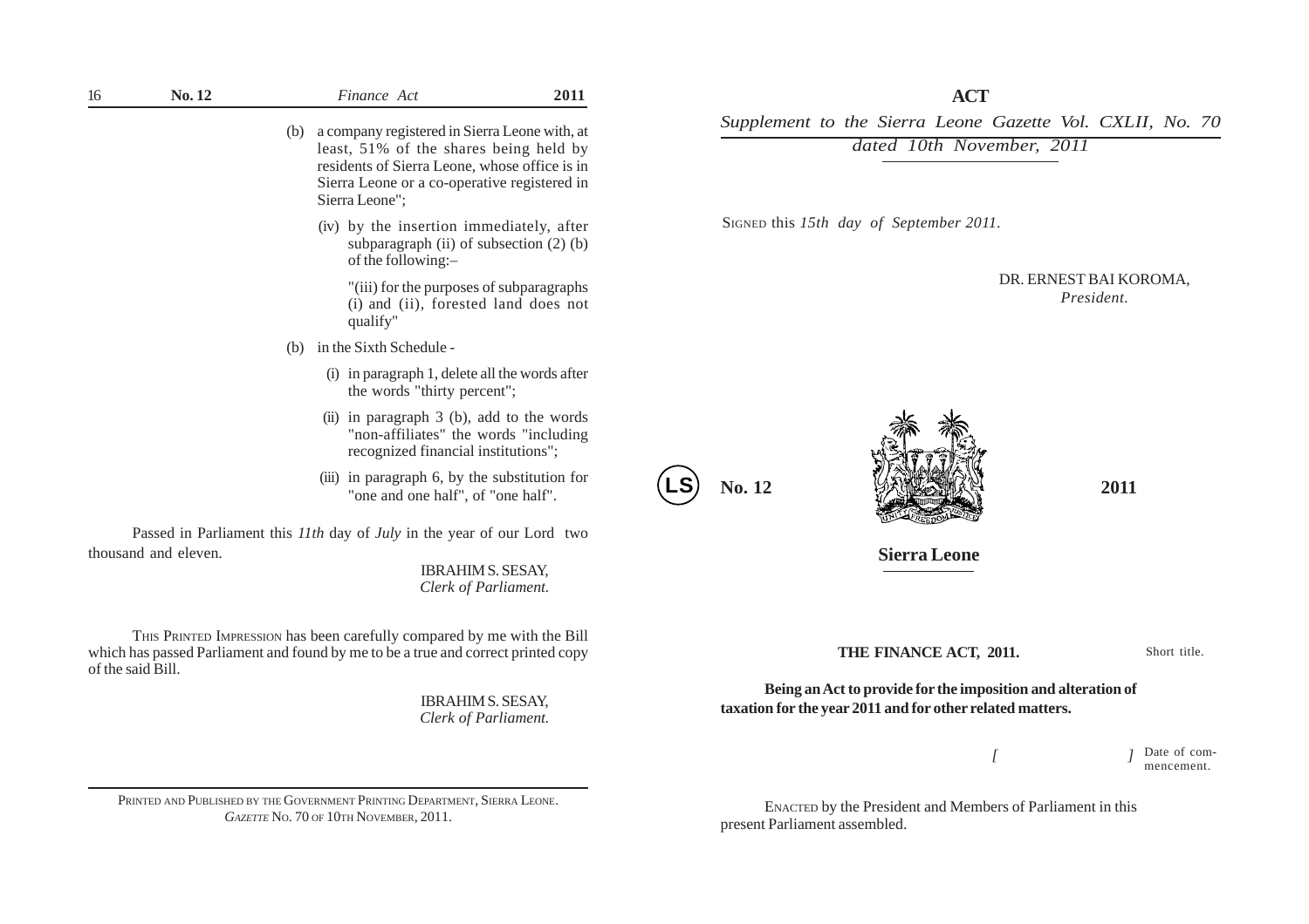(b) a company registered in Sierra Leone with, at least, 51% of the shares being held by residents of Sierra Leone, whose office is in Sierra Leone or a co-operative registered in Sierra Leone";

(iv) by the insertion immediately, after subparagraph (ii) of subsection (2) (b) of the following:–

"(iii) for the purposes of subparagraphs (i) and (ii), forested land does not qualify"

(b) in the Sixth Schedule -

(i) in paragraph 1, delete all the words after the words "thirty percent";

(ii) in paragraph 3 (b), add to the words "non-affiliates" the words "including recognized financial institutions";

(iii) in paragraph 6, by the substitution for "one and one half", of "one half".

Passed in Parliament this *11th* day of *July* in the year of our Lord two thousand and eleven.

IBRAHIM S. SESAY,
*Clerk of Parliament.*

THIS PRINTED IMPRESSION has been carefully compared by me with the Bill which has passed Parliament and found by me to be a true and correct printed copy of the said Bill.

IBRAHIM S. SESAY,
*Clerk of Parliament.*

PRINTED AND PUBLISHED BY THE GOVERNMENT PRINTING DEPARTMENT, SIERRA LEONE.
*GAZETTE* NO. 70 OF 10TH NOVEMBER, 2011.

# ACT

*Supplement to the Sierra Leone Gazette Vol. CXLII, No. 70 dated 10th November, 2011*

SIGNED this *15th day of September 2011.*

DR. ERNEST BAI KOROMA,
*President.*

LS

**No. 12** **2011**

**Sierra Leone**

## THE FINANCE ACT, 2011.

Short title.

**Being an Act to provide for the imposition and alteration of taxation for the year 2011 and for other related matters.**

[ ] Date of commencement.

ENACTED by the President and Members of Parliament in this present Parliament assembled.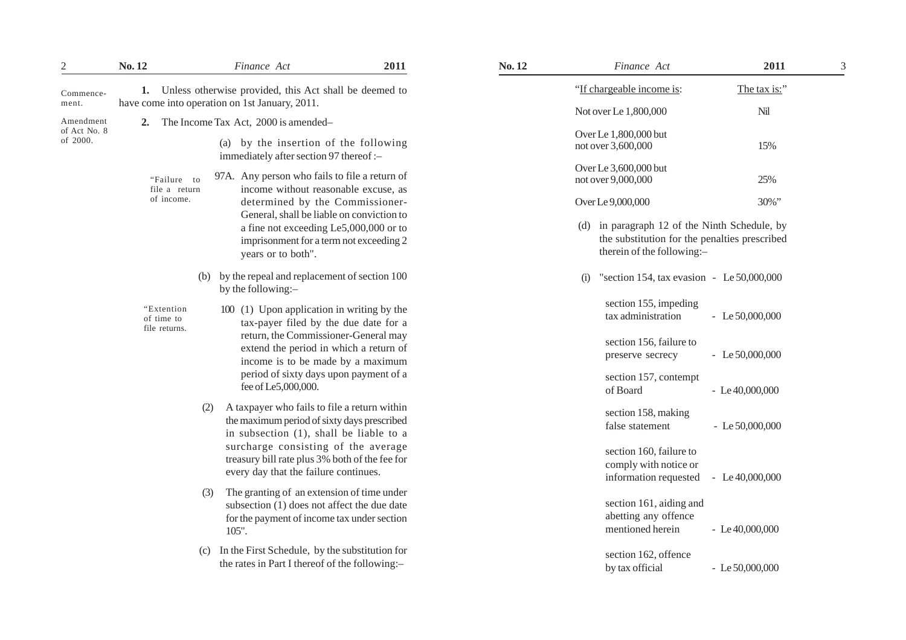**Commencement.**

**1.** Unless otherwise provided, this Act shall be deemed to have come into operation on 1st January, 2011.

**Amendment of Act No. 8 of 2000.**

**2.** The Income Tax Act, 2000 is amended–

(a) by the insertion of the following immediately after section 97 thereof :–

"Failure to file a return of income.

97A. Any person who fails to file a return of income without reasonable excuse, as determined by the Commissioner-General, shall be liable on conviction to a fine not exceeding Le5,000,000 or to imprisonment for a term not exceeding 2 years or to both".

(b) by the repeal and replacement of section 100 by the following:–

"Extention of time to file returns.

100 (1) Upon application in writing by the tax-payer filed by the due date for a return, the Commissioner-General may extend the period in which a return of income is to be made by a maximum period of sixty days upon payment of a fee of Le5,000,000.

(2) A taxpayer who fails to file a return within the maximum period of sixty days prescribed in subsection (1), shall be liable to a surcharge consisting of the average treasury bill rate plus 3% both of the fee for every day that the failure continues.

(3) The granting of an extension of time under subsection (1) does not affect the due date for the payment of income tax under section 105".

(c) In the First Schedule, by the substitution for the rates in Part I thereof of the following:–

| "If chargeable income is: | The tax is:" |
|---|---|
| Not over Le 1,800,000 | Nil |
| Over Le 1,800,000 but not over 3,600,000 | 15% |
| Over Le 3,600,000 but not over 9,000,000 | 25% |
| Over Le 9,000,000 | 30%" |

(d) in paragraph 12 of the Ninth Schedule, by the substitution for the penalties prescribed therein of the following:–

(i) "section 154, tax evasion - Le 50,000,000

section 155, impeding tax administration - Le 50,000,000

section 156, failure to preserve secrecy - Le 50,000,000

section 157, contempt of Board - Le 40,000,000

section 158, making false statement - Le 50,000,000

section 160, failure to comply with notice or information requested - Le 40,000,000

section 161, aiding and abetting any offence mentioned herein - Le 40,000,000

section 162, offence by tax official - Le 50,000,000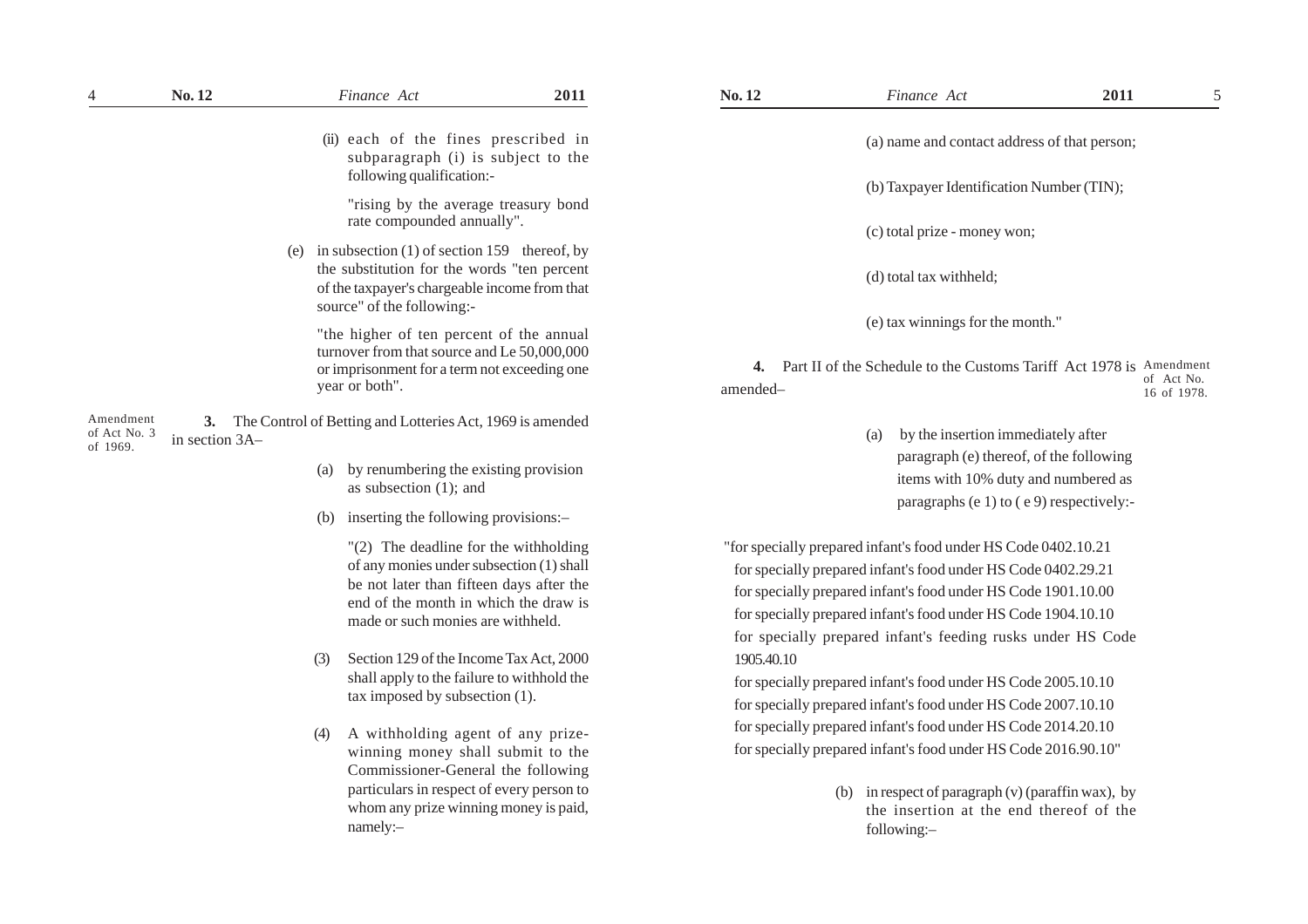(ii) each of the fines prescribed in subparagraph (i) is subject to the following qualification:-

"rising by the average treasury bond rate compounded annually".

(e) in subsection (1) of section 159 thereof, by the substitution for the words "ten percent of the taxpayer's chargeable income from that source" of the following:-

"the higher of ten percent of the annual turnover from that source and Le 50,000,000 or imprisonment for a term not exceeding one year or both".

Amendment of Act No. 3 of 1969.

**3.** The Control of Betting and Lotteries Act, 1969 is amended in section 3A–

(a) by renumbering the existing provision as subsection (1); and

(b) inserting the following provisions:–

"(2) The deadline for the withholding of any monies under subsection (1) shall be not later than fifteen days after the end of the month in which the draw is made or such monies are withheld.

(3) Section 129 of the Income Tax Act, 2000 shall apply to the failure to withhold the tax imposed by subsection (1).

(4) A withholding agent of any prize-winning money shall submit to the Commissioner-General the following particulars in respect of every person to whom any prize winning money is paid, namely:–

(a) name and contact address of that person;

(b) Taxpayer Identification Number (TIN);

(c) total prize - money won;

(d) total tax withheld;

(e) tax winnings for the month."

Amendment of Act No. 16 of 1978.

**4.** Part II of the Schedule to the Customs Tariff Act 1978 is amended–

(a) by the insertion immediately after paragraph (e) thereof, of the following items with 10% duty and numbered as paragraphs (e 1) to ( e 9) respectively:-

"for specially prepared infant's food under HS Code 0402.10.21
for specially prepared infant's food under HS Code 0402.29.21
for specially prepared infant's food under HS Code 1901.10.00
for specially prepared infant's food under HS Code 1904.10.10
for specially prepared infant's feeding rusks under HS Code 1905.40.10
for specially prepared infant's food under HS Code 2005.10.10
for specially prepared infant's food under HS Code 2007.10.10
for specially prepared infant's food under HS Code 2014.20.10
for specially prepared infant's food under HS Code 2016.90.10"

(b) in respect of paragraph (v) (paraffin wax), by the insertion at the end thereof of the following:–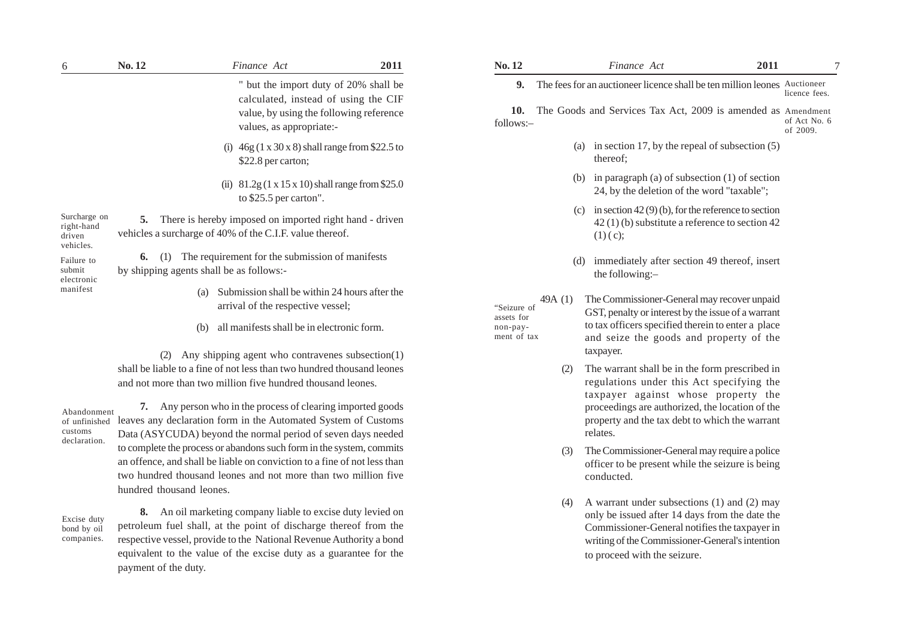" but the import duty of 20% shall be calculated, instead of using the CIF value, by using the following reference values, as appropriate:-

(i) 46g (1 x 30 x 8) shall range from $22.5 to $22.8 per carton;

(ii) 81.2g (1 x 15 x 10) shall range from $25.0 to $25.5 per carton".

*Surcharge on right-hand driven vehicles.*

**5.** There is hereby imposed on imported right hand - driven vehicles a surcharge of 40% of the C.I.F. value thereof.

*Failure to submit electronic manifest*

**6.** (1) The requirement for the submission of manifests by shipping agents shall be as follows:-

(a) Submission shall be within 24 hours after the arrival of the respective vessel;

(b) all manifests shall be in electronic form.

(2) Any shipping agent who contravenes subsection(1) shall be liable to a fine of not less than two hundred thousand leones and not more than two million five hundred thousand leones.

*Abandonment of unfinished customs declaration.*

**7.** Any person who in the process of clearing imported goods leaves any declaration form in the Automated System of Customs Data (ASYCUDA) beyond the normal period of seven days needed to complete the process or abandons such form in the system, commits an offence, and shall be liable on conviction to a fine of not less than two hundred thousand leones and not more than two million five hundred thousand leones.

*Excise duty bond by oil companies.*

**8.** An oil marketing company liable to excise duty levied on petroleum fuel shall, at the point of discharge thereof from the respective vessel, provide to the National Revenue Authority a bond equivalent to the value of the excise duty as a guarantee for the payment of the duty.

*Auctioneer licence fees.*

**9.** The fees for an auctioneer licence shall be ten million leones

*Amendment of Act No. 6 of 2009.*

**10.** The Goods and Services Tax Act, 2009 is amended as follows:–

(a) in section 17, by the repeal of subsection (5) thereof;

(b) in paragraph (a) of subsection (1) of section 24, by the deletion of the word "taxable";

(c) in section 42 (9) (b), for the reference to section 42 (1) (b) substitute a reference to section 42 (1) ( c);

(d) immediately after section 49 thereof, insert the following:–

*"Seizure of assets for non-payment of tax*

49A (1) The Commissioner-General may recover unpaid GST, penalty or interest by the issue of a warrant to tax officers specified therein to enter a place and seize the goods and property of the taxpayer.

(2) The warrant shall be in the form prescribed in regulations under this Act specifying the taxpayer against whose property the proceedings are authorized, the location of the property and the tax debt to which the warrant relates.

(3) The Commissioner-General may require a police officer to be present while the seizure is being conducted.

(4) A warrant under subsections (1) and (2) may only be issued after 14 days from the date the Commissioner-General notifies the taxpayer in writing of the Commissioner-General's intention to proceed with the seizure.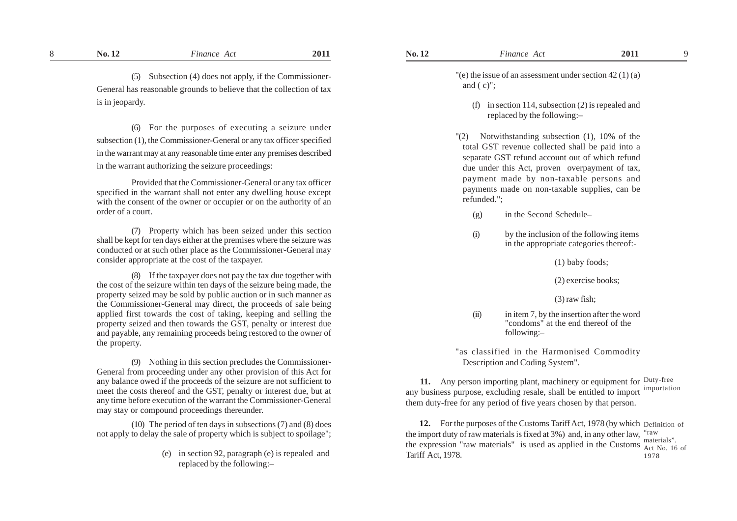(5) Subsection (4) does not apply, if the Commissioner-General has reasonable grounds to believe that the collection of tax is in jeopardy.

(6) For the purposes of executing a seizure under subsection (1), the Commissioner-General or any tax officer specified in the warrant may at any reasonable time enter any premises described in the warrant authorizing the seizure proceedings:

Provided that the Commissioner-General or any tax officer specified in the warrant shall not enter any dwelling house except with the consent of the owner or occupier or on the authority of an order of a court.

(7) Property which has been seized under this section shall be kept for ten days either at the premises where the seizure was conducted or at such other place as the Commissioner-General may consider appropriate at the cost of the taxpayer.

(8) If the taxpayer does not pay the tax due together with the cost of the seizure within ten days of the seizure being made, the property seized may be sold by public auction or in such manner as the Commissioner-General may direct, the proceeds of sale being applied first towards the cost of taking, keeping and selling the property seized and then towards the GST, penalty or interest due and payable, any remaining proceeds being restored to the owner of the property.

(9) Nothing in this section precludes the Commissioner-General from proceeding under any other provision of this Act for any balance owed if the proceeds of the seizure are not sufficient to meet the costs thereof and the GST, penalty or interest due, but at any time before execution of the warrant the Commissioner-General may stay or compound proceedings thereunder.

(10) The period of ten days in subsections (7) and (8) does not apply to delay the sale of property which is subject to spoilage";

(e) in section 92, paragraph (e) is repealed and replaced by the following:–

"(e) the issue of an assessment under section 42 (1) (a) and ( c)";

(f) in section 114, subsection (2) is repealed and replaced by the following:–

"(2) Notwithstanding subsection (1), 10% of the total GST revenue collected shall be paid into a separate GST refund account out of which refund due under this Act, proven overpayment of tax, payment made by non-taxable persons and payments made on non-taxable supplies, can be refunded.";

(g) in the Second Schedule–

(i) by the inclusion of the following items in the appropriate categories thereof:-

(1) baby foods;

(2) exercise books;

(3) raw fish;

(ii) in item 7, by the insertion after the word "condoms" at the end thereof of the following:–

"as classified in the Harmonised Commodity Description and Coding System".

Duty-free importation

**11.** Any person importing plant, machinery or equipment for any business purpose, excluding resale, shall be entitled to import them duty-free for any period of five years chosen by that person.

Definition of "raw materials". Act No. 16 of 1978

**12.** For the purposes of the Customs Tariff Act, 1978 (by which the import duty of raw materials is fixed at 3%) and, in any other law, the expression "raw materials" is used as applied in the Customs Tariff Act, 1978.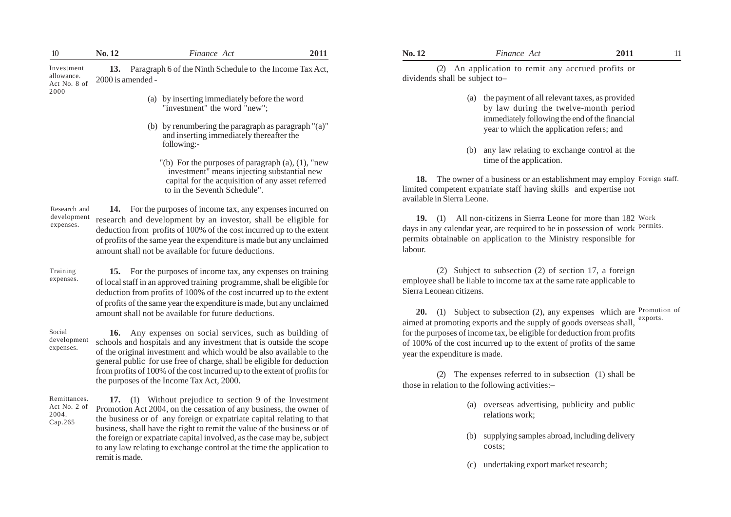*Investment allowance. Act No. 8 of 2000*

**13.** Paragraph 6 of the Ninth Schedule to the Income Tax Act, 2000 is amended -

(a) by inserting immediately before the word "investment" the word "new";

(b) by renumbering the paragraph as paragraph "(a)" and inserting immediately thereafter the following:-

"(b) For the purposes of paragraph (a), (1), "new investment" means injecting substantial new capital for the acquisition of any asset referred to in the Seventh Schedule".

*Research and development expenses.*

**14.** For the purposes of income tax, any expenses incurred on research and development by an investor, shall be eligible for deduction from profits of 100% of the cost incurred up to the extent of profits of the same year the expenditure is made but any unclaimed amount shall not be available for future deductions.

*Training expenses.*

**15.** For the purposes of income tax, any expenses on training of local staff in an approved training programme, shall be eligible for deduction from profits of 100% of the cost incurred up to the extent of profits of the same year the expenditure is made, but any unclaimed amount shall not be available for future deductions.

*Social development expenses.*

**16.** Any expenses on social services, such as building of schools and hospitals and any investment that is outside the scope of the original investment and which would be also available to the general public for use free of charge, shall be eligible for deduction from profits of 100% of the cost incurred up to the extent of profits for the purposes of the Income Tax Act, 2000.

*Remittances. Act No. 2 of 2004. Cap.265*

**17.** (1) Without prejudice to section 9 of the Investment Promotion Act 2004, on the cessation of any business, the owner of the business or of any foreign or expatriate capital relating to that business, shall have the right to remit the value of the business or of the foreign or expatriate capital involved, as the case may be, subject to any law relating to exchange control at the time the application to remit is made.

(2) An application to remit any accrued profits or dividends shall be subject to–

(a) the payment of all relevant taxes, as provided by law during the twelve-month period immediately following the end of the financial year to which the application refers; and

(b) any law relating to exchange control at the time of the application.

*Foreign staff.*

**18.** The owner of a business or an establishment may employ limited competent expatriate staff having skills and expertise not available in Sierra Leone.

*Work permits.*

**19.** (1) All non-citizens in Sierra Leone for more than 182 days in any calendar year, are required to be in possession of work permits obtainable on application to the Ministry responsible for labour.

(2) Subject to subsection (2) of section 17, a foreign employee shall be liable to income tax at the same rate applicable to Sierra Leonean citizens.

*Promotion of exports.*

**20.** (1) Subject to subsection (2), any expenses which are aimed at promoting exports and the supply of goods overseas shall, for the purposes of income tax, be eligible for deduction from profits of 100% of the cost incurred up to the extent of profits of the same year the expenditure is made.

(2) The expenses referred to in subsection (1) shall be those in relation to the following activities:–

(a) overseas advertising, publicity and public relations work;

(b) supplying samples abroad, including delivery costs;

(c) undertaking export market research;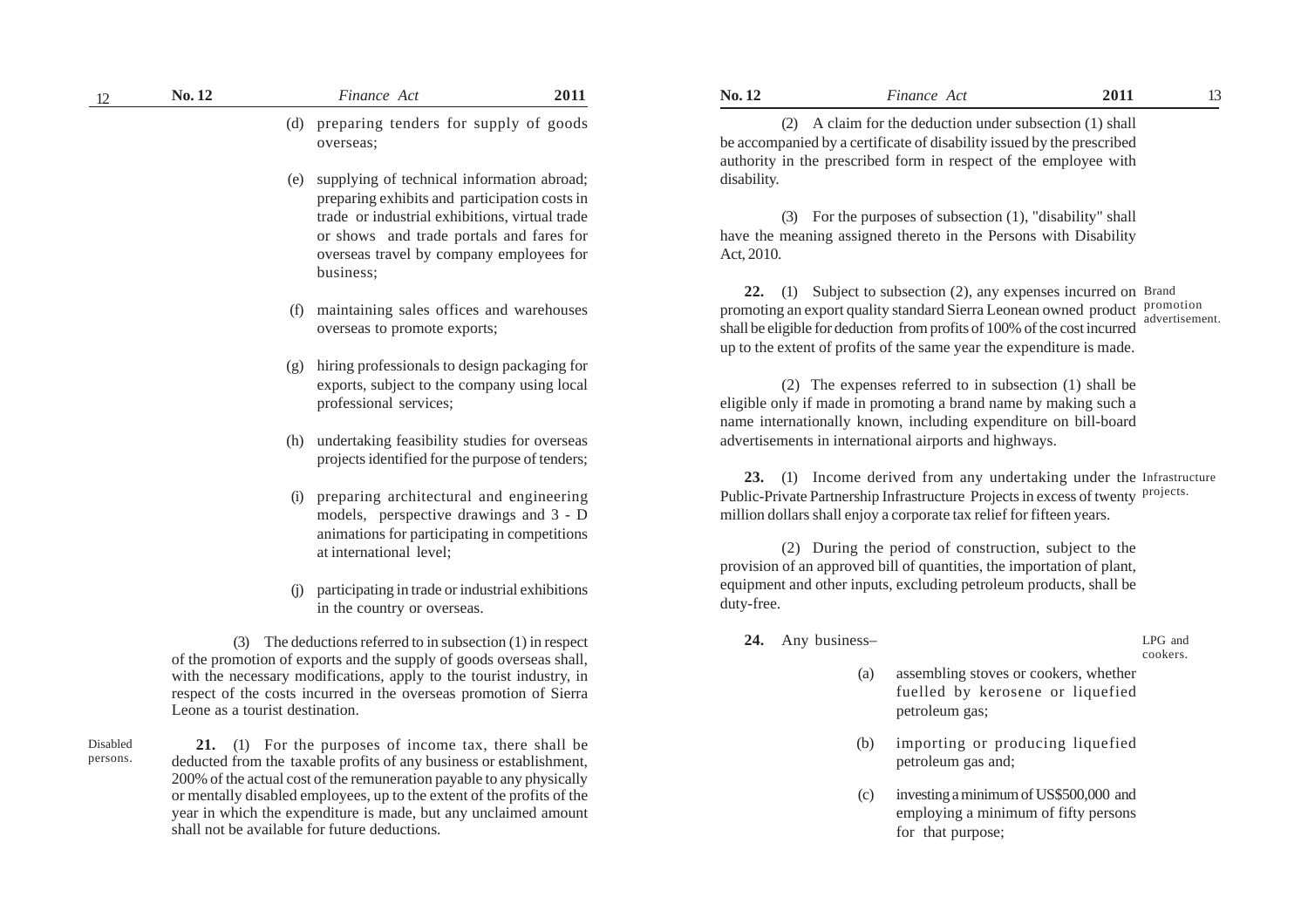(d) preparing tenders for supply of goods overseas;

(e) supplying of technical information abroad; preparing exhibits and participation costs in trade or industrial exhibitions, virtual trade or shows and trade portals and fares for overseas travel by company employees for business;

(f) maintaining sales offices and warehouses overseas to promote exports;

(g) hiring professionals to design packaging for exports, subject to the company using local professional services;

(h) undertaking feasibility studies for overseas projects identified for the purpose of tenders;

(i) preparing architectural and engineering models, perspective drawings and 3 - D animations for participating in competitions at international level;

(j) participating in trade or industrial exhibitions in the country or overseas.

(3) The deductions referred to in subsection (1) in respect of the promotion of exports and the supply of goods overseas shall, with the necessary modifications, apply to the tourist industry, in respect of the costs incurred in the overseas promotion of Sierra Leone as a tourist destination.

*Disabled persons.*

**21.** (1) For the purposes of income tax, there shall be deducted from the taxable profits of any business or establishment, 200% of the actual cost of the remuneration payable to any physically or mentally disabled employees, up to the extent of the profits of the year in which the expenditure is made, but any unclaimed amount shall not be available for future deductions.

(2) A claim for the deduction under subsection (1) shall be accompanied by a certificate of disability issued by the prescribed authority in the prescribed form in respect of the employee with disability.

(3) For the purposes of subsection (1), "disability" shall have the meaning assigned thereto in the Persons with Disability Act, 2010.

*Brand promotion advertisement.*

**22.** (1) Subject to subsection (2), any expenses incurred on promoting an export quality standard Sierra Leonean owned product shall be eligible for deduction from profits of 100% of the cost incurred up to the extent of profits of the same year the expenditure is made.

(2) The expenses referred to in subsection (1) shall be eligible only if made in promoting a brand name by making such a name internationally known, including expenditure on bill-board advertisements in international airports and highways.

*Infrastructure projects.*

**23.** (1) Income derived from any undertaking under the Public-Private Partnership Infrastructure Projects in excess of twenty million dollars shall enjoy a corporate tax relief for fifteen years.

(2) During the period of construction, subject to the provision of an approved bill of quantities, the importation of plant, equipment and other inputs, excluding petroleum products, shall be duty-free.

*LPG and cookers.*

**24.** Any business–

(a) assembling stoves or cookers, whether fuelled by kerosene or liquefied petroleum gas;

(b) importing or producing liquefied petroleum gas and;

(c) investing a minimum of US$500,000 and employing a minimum of fifty persons for that purpose;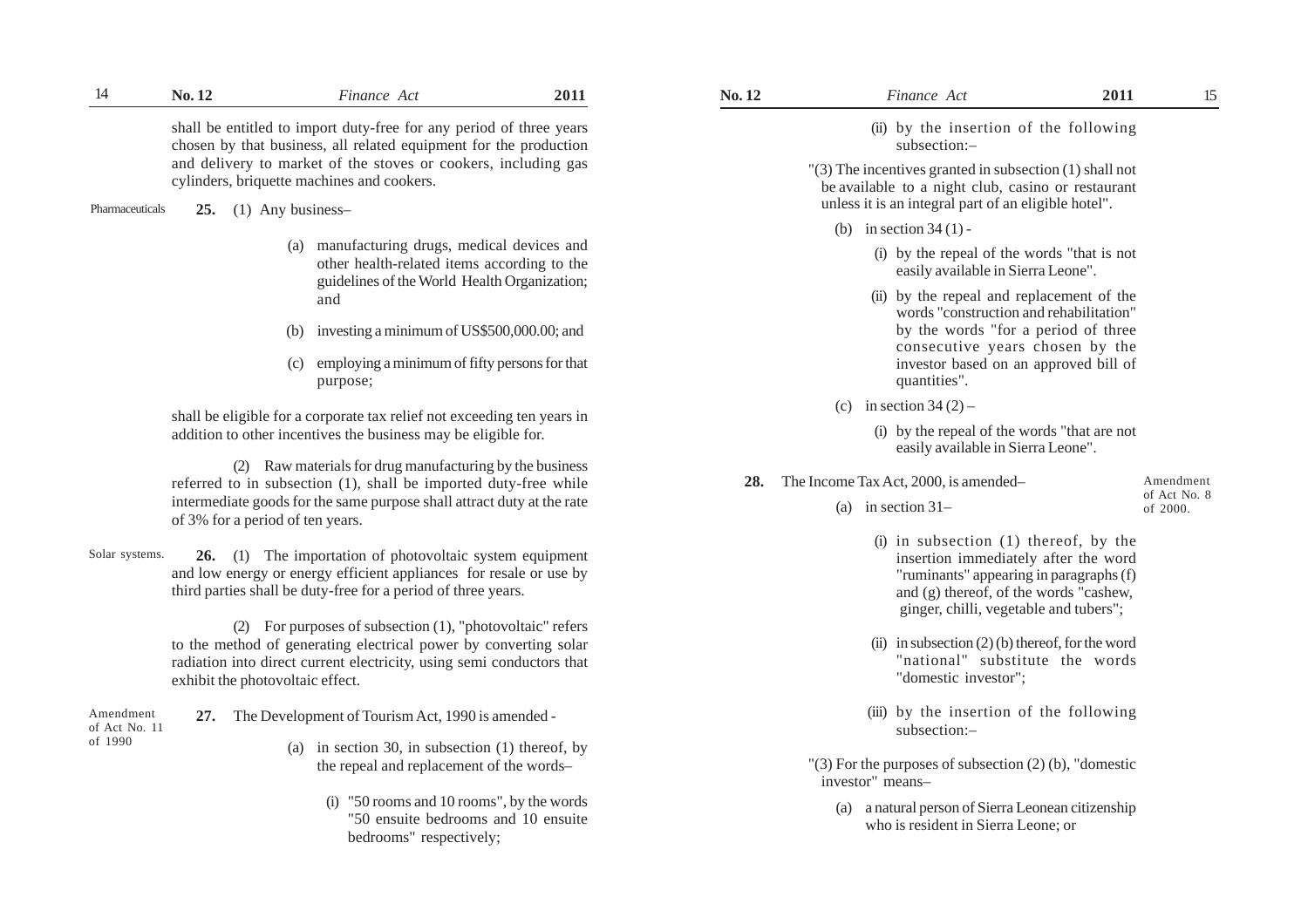shall be entitled to import duty-free for any period of three years chosen by that business, all related equipment for the production and delivery to market of the stoves or cookers, including gas cylinders, briquette machines and cookers.

Pharmaceuticals

**25.** (1) Any business–

(a) manufacturing drugs, medical devices and other health-related items according to the guidelines of the World Health Organization; and

(b) investing a minimum of US$500,000.00; and

(c) employing a minimum of fifty persons for that purpose;

shall be eligible for a corporate tax relief not exceeding ten years in addition to other incentives the business may be eligible for.

(2) Raw materials for drug manufacturing by the business referred to in subsection (1), shall be imported duty-free while intermediate goods for the same purpose shall attract duty at the rate of 3% for a period of ten years.

Solar systems.

**26.** (1) The importation of photovoltaic system equipment and low energy or energy efficient appliances for resale or use by third parties shall be duty-free for a period of three years.

(2) For purposes of subsection (1), "photovoltaic" refers to the method of generating electrical power by converting solar radiation into direct current electricity, using semi conductors that exhibit the photovoltaic effect.

Amendment of Act No. 11 of 1990

**27.** The Development of Tourism Act, 1990 is amended -

(a) in section 30, in subsection (1) thereof, by the repeal and replacement of the words–

(i) "50 rooms and 10 rooms", by the words "50 ensuite bedrooms and 10 ensuite bedrooms" respectively;

(ii) by the insertion of the following subsection:–

"(3) The incentives granted in subsection (1) shall not be available to a night club, casino or restaurant unless it is an integral part of an eligible hotel".

(b) in section 34 (1) -

(i) by the repeal of the words "that is not easily available in Sierra Leone".

(ii) by the repeal and replacement of the words "construction and rehabilitation" by the words "for a period of three consecutive years chosen by the investor based on an approved bill of quantities".

(c) in section 34 (2) –

(i) by the repeal of the words "that are not easily available in Sierra Leone".

Amendment of Act No. 8 of 2000.

**28.** The Income Tax Act, 2000, is amended–

(a) in section 31–

(i) in subsection (1) thereof, by the insertion immediately after the word "ruminants" appearing in paragraphs (f) and (g) thereof, of the words "cashew, ginger, chilli, vegetable and tubers";

(ii) in subsection (2) (b) thereof, for the word "national" substitute the words "domestic investor";

(iii) by the insertion of the following subsection:–

"(3) For the purposes of subsection (2) (b), "domestic investor" means–

(a) a natural person of Sierra Leonean citizenship who is resident in Sierra Leone; or